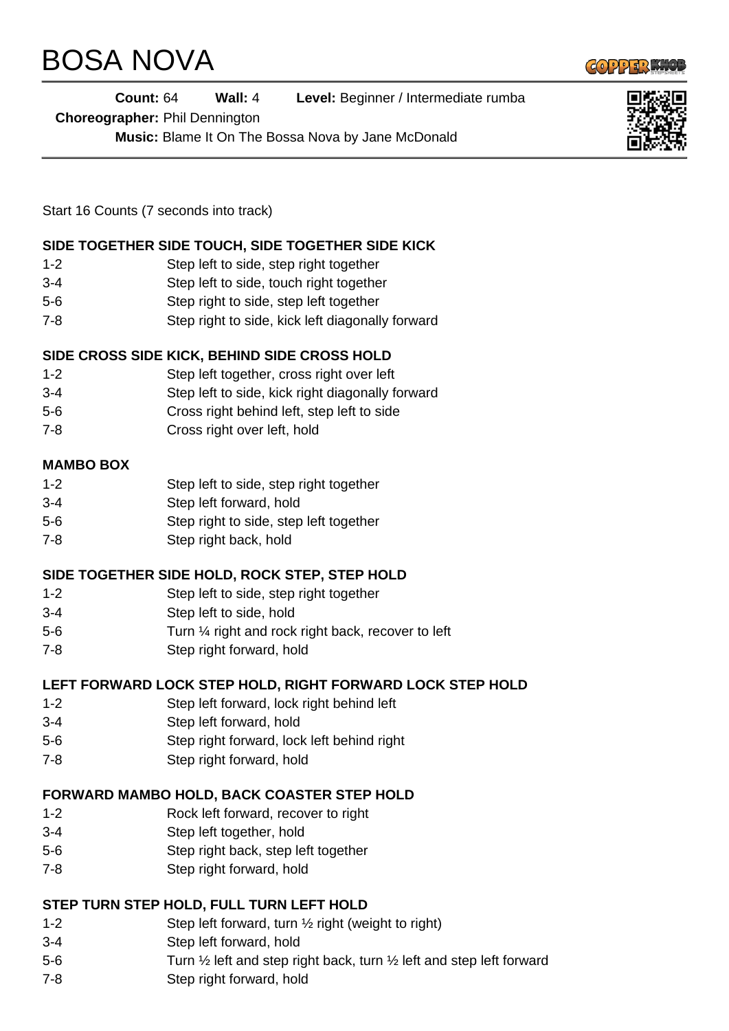# BOSA NOVA

**Count:** 64 **Wall:** 4 **Level:** Beginner / Intermediate rumba

**Choreographer:** Phil Dennington

**Music:** Blame It On The Bossa Nova by Jane McDonald

Start 16 Counts (7 seconds into track)

**SIDE TOGETHER SIDE TOUCH, SIDE TOGETHER SIDE KICK**

| | |
|---|---|
| 1-2 | Step left to side, step right together |
| 3-4 | Step left to side, touch right together |
| 5-6 | Step right to side, step left together |
| 7-8 | Step right to side, kick left diagonally forward |

**SIDE CROSS SIDE KICK, BEHIND SIDE CROSS HOLD**

| | |
|---|---|
| 1-2 | Step left together, cross right over left |
| 3-4 | Step left to side, kick right diagonally forward |
| 5-6 | Cross right behind left, step left to side |
| 7-8 | Cross right over left, hold |

**MAMBO BOX**

| | |
|---|---|
| 1-2 | Step left to side, step right together |
| 3-4 | Step left forward, hold |
| 5-6 | Step right to side, step left together |
| 7-8 | Step right back, hold |

**SIDE TOGETHER SIDE HOLD, ROCK STEP, STEP HOLD**

| | |
|---|---|
| 1-2 | Step left to side, step right together |
| 3-4 | Step left to side, hold |
| 5-6 | Turn ¼ right and rock right back, recover to left |
| 7-8 | Step right forward, hold |

**LEFT FORWARD LOCK STEP HOLD, RIGHT FORWARD LOCK STEP HOLD**

| | |
|---|---|
| 1-2 | Step left forward, lock right behind left |
| 3-4 | Step left forward, hold |
| 5-6 | Step right forward, lock left behind right |
| 7-8 | Step right forward, hold |

**FORWARD MAMBO HOLD, BACK COASTER STEP HOLD**

| | |
|---|---|
| 1-2 | Rock left forward, recover to right |
| 3-4 | Step left together, hold |
| 5-6 | Step right back, step left together |
| 7-8 | Step right forward, hold |

**STEP TURN STEP HOLD, FULL TURN LEFT HOLD**

| | |
|---|---|
| 1-2 | Step left forward, turn ½ right (weight to right) |
| 3-4 | Step left forward, hold |
| 5-6 | Turn ½ left and step right back, turn ½ left and step left forward |
| 7-8 | Step right forward, hold |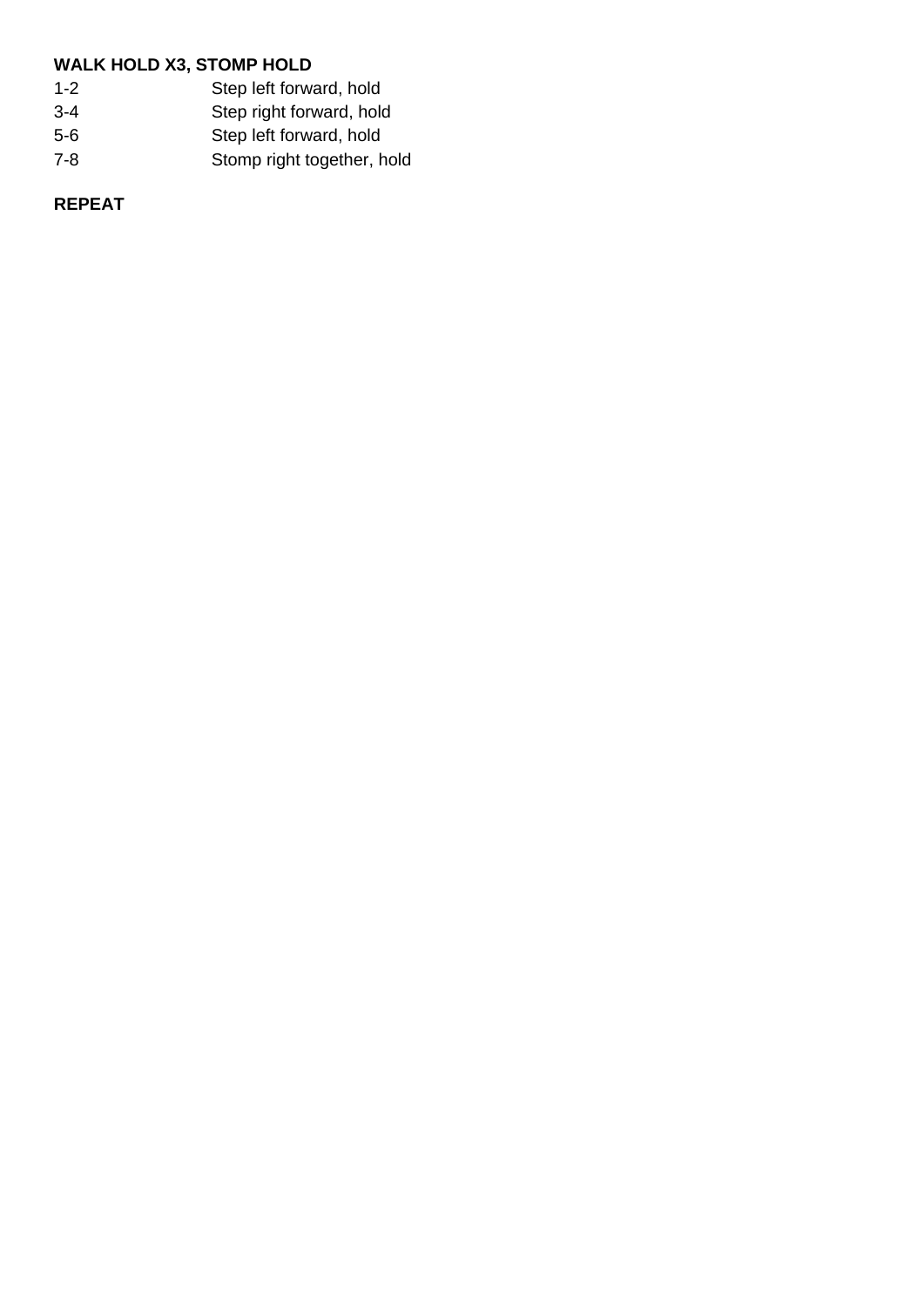**WALK HOLD X3, STOMP HOLD**

| | |
|---|---|
| 1-2 | Step left forward, hold |
| 3-4 | Step right forward, hold |
| 5-6 | Step left forward, hold |
| 7-8 | Stomp right together, hold |

**REPEAT**